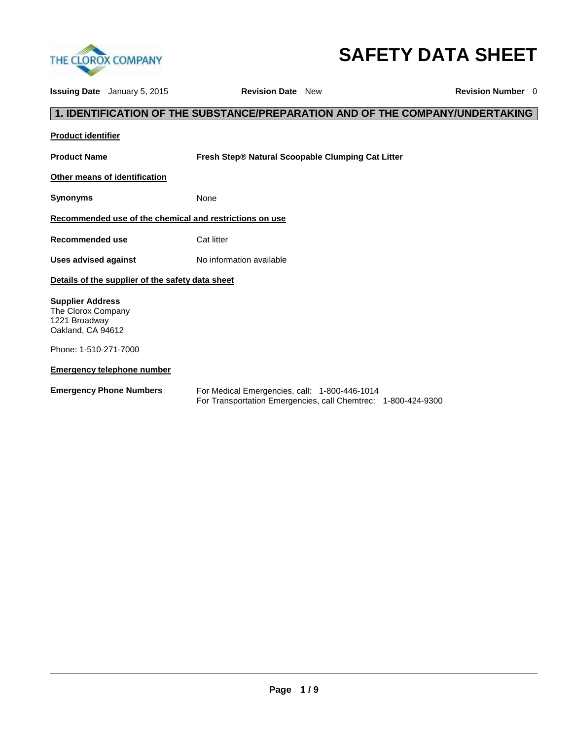THE CLOROX COMPANY

# SAFETY DATA SHEET

**Issuing Date** January 5, 2015 **Revision Date** New **Revision Number** 0

## 1. IDENTIFICATION OF THE SUBSTANCE/PREPARATION AND OF THE COMPANY/UNDERTAKING

**Product identifier**

**Product Name** **Fresh Step® Natural Scoopable Clumping Cat Litter**

**Other means of identification**

**Synonyms** None

**Recommended use of the chemical and restrictions on use**

**Recommended use** Cat litter

**Uses advised against** No information available

**Details of the supplier of the safety data sheet**

**Supplier Address**
The Clorox Company
1221 Broadway
Oakland, CA 94612

Phone: 1-510-271-7000

**Emergency telephone number**

**Emergency Phone Numbers** For Medical Emergencies, call: 1-800-446-1014
For Transportation Emergencies, call Chemtrec: 1-800-424-9300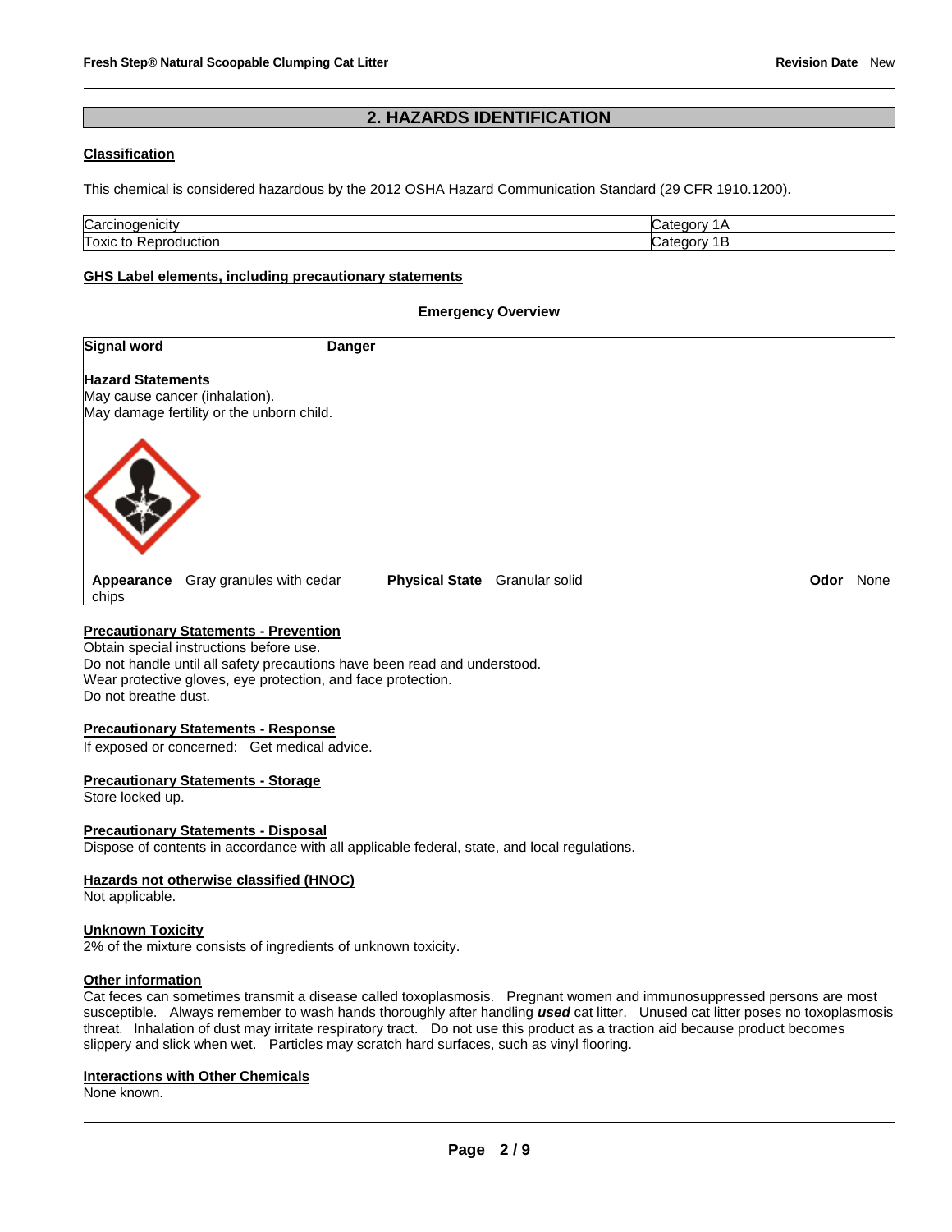## 2. HAZARDS IDENTIFICATION

### Classification

This chemical is considered hazardous by the 2012 OSHA Hazard Communication Standard (29 CFR 1910.1200).

| Carcinogenicity | Category 1A |
|---|---|
| Toxic to Reproduction | Category 1B |

### GHS Label elements, including precautionary statements

**Emergency Overview**

**Signal word** **Danger**

**Hazard Statements**
May cause cancer (inhalation).
May damage fertility or the unborn child.

**Appearance** Gray granules with cedar chips **Physical State** Granular solid **Odor** None

### Precautionary Statements - Prevention

Obtain special instructions before use.
Do not handle until all safety precautions have been read and understood.
Wear protective gloves, eye protection, and face protection.
Do not breathe dust.

### Precautionary Statements - Response

If exposed or concerned: Get medical advice.

### Precautionary Statements - Storage

Store locked up.

### Precautionary Statements - Disposal

Dispose of contents in accordance with all applicable federal, state, and local regulations.

### Hazards not otherwise classified (HNOC)

Not applicable.

### Unknown Toxicity

2% of the mixture consists of ingredients of unknown toxicity.

### Other information

Cat feces can sometimes transmit a disease called toxoplasmosis. Pregnant women and immunosuppressed persons are most susceptible. Always remember to wash hands thoroughly after handling ***used*** cat litter. Unused cat litter poses no toxoplasmosis threat. Inhalation of dust may irritate respiratory tract. Do not use this product as a traction aid because product becomes slippery and slick when wet. Particles may scratch hard surfaces, such as vinyl flooring.

### Interactions with Other Chemicals

None known.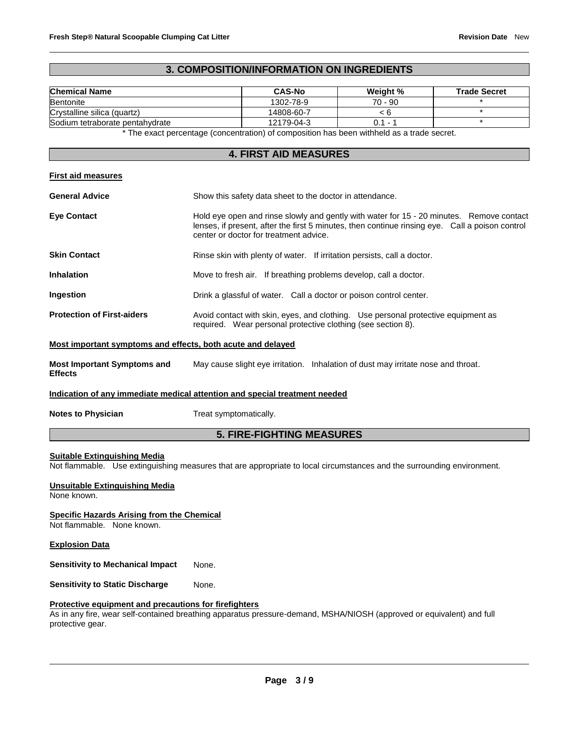## 3. COMPOSITION/INFORMATION ON INGREDIENTS

| Chemical Name | CAS-No | Weight % | Trade Secret |
|---|---|---|---|
| Bentonite | 1302-78-9 | 70 - 90 | * |
| Crystalline silica (quartz) | 14808-60-7 | < 6 | * |
| Sodium tetraborate pentahydrate | 12179-04-3 | 0.1 - 1 | * |

* The exact percentage (concentration) of composition has been withheld as a trade secret.

## 4. FIRST AID MEASURES

**First aid measures**

**General Advice**
Show this safety data sheet to the doctor in attendance.

**Eye Contact**
Hold eye open and rinse slowly and gently with water for 15 - 20 minutes. Remove contact lenses, if present, after the first 5 minutes, then continue rinsing eye. Call a poison control center or doctor for treatment advice.

**Skin Contact**
Rinse skin with plenty of water. If irritation persists, call a doctor.

**Inhalation**
Move to fresh air. If breathing problems develop, call a doctor.

**Ingestion**
Drink a glassful of water. Call a doctor or poison control center.

**Protection of First-aiders**
Avoid contact with skin, eyes, and clothing. Use personal protective equipment as required. Wear personal protective clothing (see section 8).

**Most important symptoms and effects, both acute and delayed**

**Most Important Symptoms and Effects**
May cause slight eye irritation. Inhalation of dust may irritate nose and throat.

**Indication of any immediate medical attention and special treatment needed**

**Notes to Physician**
Treat symptomatically.

## 5. FIRE-FIGHTING MEASURES

**Suitable Extinguishing Media**
Not flammable. Use extinguishing measures that are appropriate to local circumstances and the surrounding environment.

**Unsuitable Extinguishing Media**
None known.

**Specific Hazards Arising from the Chemical**
Not flammable. None known.

**Explosion Data**

**Sensitivity to Mechanical Impact** None.

**Sensitivity to Static Discharge** None.

**Protective equipment and precautions for firefighters**
As in any fire, wear self-contained breathing apparatus pressure-demand, MSHA/NIOSH (approved or equivalent) and full protective gear.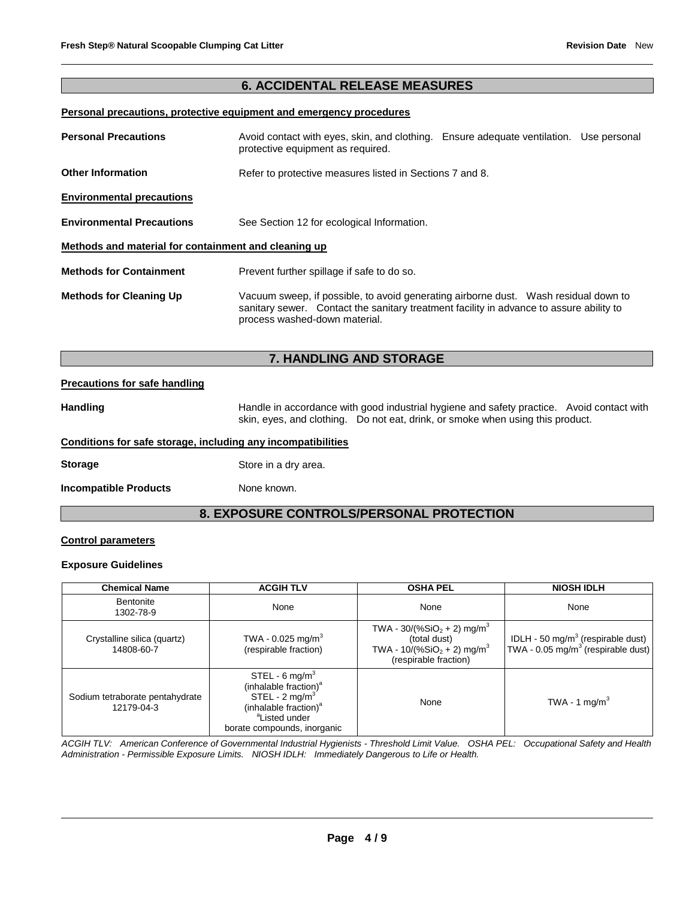## 6. ACCIDENTAL RELEASE MEASURES

**Personal precautions, protective equipment and emergency procedures**

**Personal Precautions** — Avoid contact with eyes, skin, and clothing. Ensure adequate ventilation. Use personal protective equipment as required.

**Other Information** — Refer to protective measures listed in Sections 7 and 8.

**Environmental precautions**

**Environmental Precautions** — See Section 12 for ecological Information.

**Methods and material for containment and cleaning up**

**Methods for Containment** — Prevent further spillage if safe to do so.

**Methods for Cleaning Up** — Vacuum sweep, if possible, to avoid generating airborne dust. Wash residual down to sanitary sewer. Contact the sanitary treatment facility in advance to assure ability to process washed-down material.

## 7. HANDLING AND STORAGE

**Precautions for safe handling**

**Handling** — Handle in accordance with good industrial hygiene and safety practice. Avoid contact with skin, eyes, and clothing. Do not eat, drink, or smoke when using this product.

**Conditions for safe storage, including any incompatibilities**

**Storage** — Store in a dry area.

**Incompatible Products** — None known.

## 8. EXPOSURE CONTROLS/PERSONAL PROTECTION

**Control parameters**

**Exposure Guidelines**

| Chemical Name | ACGIH TLV | OSHA PEL | NIOSH IDLH |
|---|---|---|---|
| Bentonite 1302-78-9 | None | None | None |
| Crystalline silica (quartz) 14808-60-7 | TWA - 0.025 mg/m$^3$ (respirable fraction) | TWA - 30/(%$SiO_2$ + 2) mg/m$^3$ (total dust) TWA - 10/(%$SiO_2$ + 2) mg/m$^3$ (respirable fraction) | IDLH - 50 mg/m$^3$ (respirable dust) TWA - 0.05 mg/m$^3$ (respirable dust) |
| Sodium tetraborate pentahydrate 12179-04-3 | STEL - 6 mg/m$^3$ (inhalable fraction)[a] STEL - 2 mg/m$^3$ (inhalable fraction)[a] [a]Listed under borate compounds, inorganic | None | TWA - 1 mg/m$^3$ |

*ACGIH TLV: American Conference of Governmental Industrial Hygienists - Threshold Limit Value. OSHA PEL: Occupational Safety and Health Administration - Permissible Exposure Limits. NIOSH IDLH: Immediately Dangerous to Life or Health.*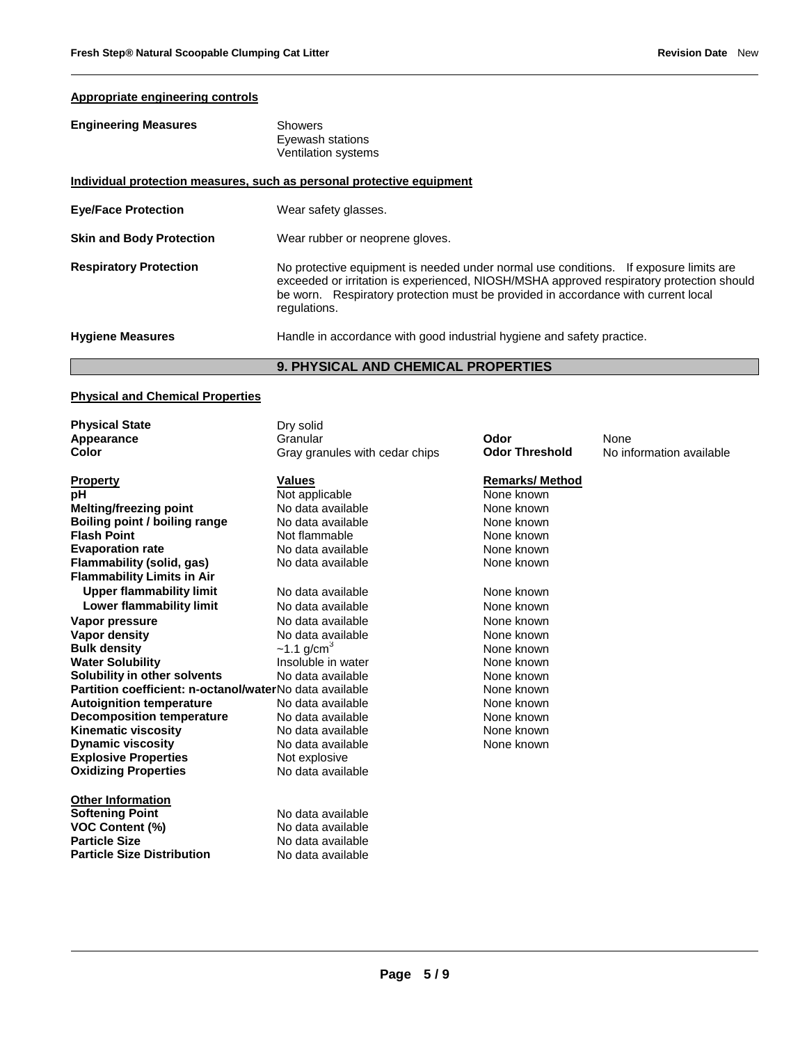**Appropriate engineering controls**

**Engineering Measures**
Showers
Eyewash stations
Ventilation systems

**Individual protection measures, such as personal protective equipment**

**Eye/Face Protection** Wear safety glasses.

**Skin and Body Protection** Wear rubber or neoprene gloves.

**Respiratory Protection** No protective equipment is needed under normal use conditions. If exposure limits are exceeded or irritation is experienced, NIOSH/MSHA approved respiratory protection should be worn. Respiratory protection must be provided in accordance with current local regulations.

**Hygiene Measures** Handle in accordance with good industrial hygiene and safety practice.

## 9. PHYSICAL AND CHEMICAL PROPERTIES

**Physical and Chemical Properties**

| | | | |
|---|---|---|---|
| **Physical State** | Dry solid | | |
| **Appearance** | Granular | **Odor** | None |
| **Color** | Gray granules with cedar chips | **Odor Threshold** | No information available |

| **Property** | **Values** | **Remarks/ Method** |
|---|---|---|
| **pH** | Not applicable | None known |
| **Melting/freezing point** | No data available | None known |
| **Boiling point / boiling range** | No data available | None known |
| **Flash Point** | Not flammable | None known |
| **Evaporation rate** | No data available | None known |
| **Flammability (solid, gas)** | No data available | None known |
| **Flammability Limits in Air** | | |
| **Upper flammability limit** | No data available | None known |
| **Lower flammability limit** | No data available | None known |
| **Vapor pressure** | No data available | None known |
| **Vapor density** | No data available | None known |
| **Bulk density** | ~1.1 g/cm$^3$ | None known |
| **Water Solubility** | Insoluble in water | None known |
| **Solubility in other solvents** | No data available | None known |
| **Partition coefficient: n-octanol/water** | No data available | None known |
| **Autoignition temperature** | No data available | None known |
| **Decomposition temperature** | No data available | None known |
| **Kinematic viscosity** | No data available | None known |
| **Dynamic viscosity** | No data available | None known |
| **Explosive Properties** | Not explosive | |
| **Oxidizing Properties** | No data available | |

**Other Information**

| | |
|---|---|
| **Softening Point** | No data available |
| **VOC Content (%)** | No data available |
| **Particle Size** | No data available |
| **Particle Size Distribution** | No data available |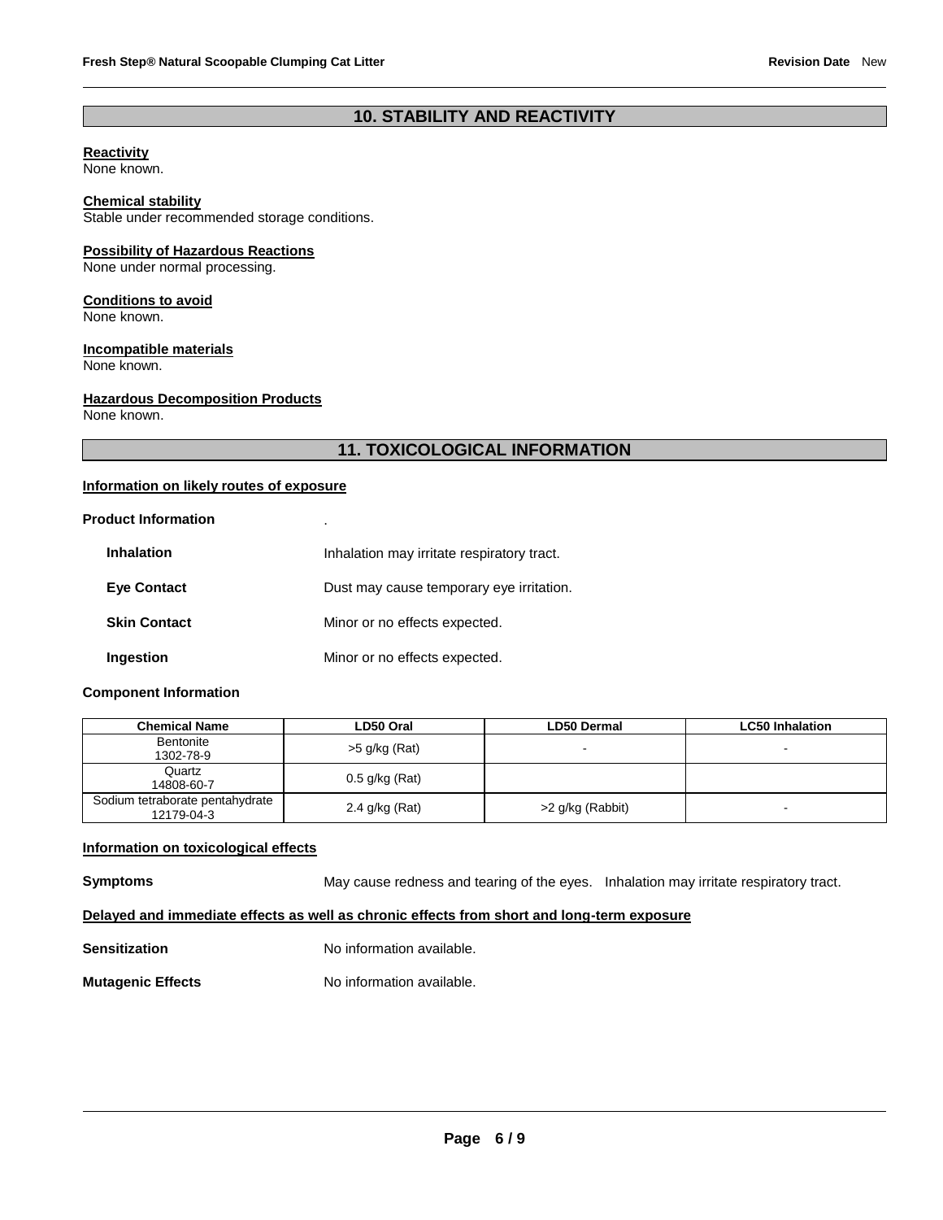## 10. STABILITY AND REACTIVITY

**Reactivity**
None known.

**Chemical stability**
Stable under recommended storage conditions.

**Possibility of Hazardous Reactions**
None under normal processing.

**Conditions to avoid**
None known.

**Incompatible materials**
None known.

**Hazardous Decomposition Products**
None known.

## 11. TOXICOLOGICAL INFORMATION

**Information on likely routes of exposure**

**Product Information** .

**Inhalation** Inhalation may irritate respiratory tract.

**Eye Contact** Dust may cause temporary eye irritation.

**Skin Contact** Minor or no effects expected.

**Ingestion** Minor or no effects expected.

**Component Information**

| Chemical Name | LD50 Oral | LD50 Dermal | LC50 Inhalation |
|---|---|---|---|
| Bentonite 1302-78-9 | >5 g/kg (Rat) | - | - |
| Quartz 14808-60-7 | 0.5 g/kg (Rat) | | |
| Sodium tetraborate pentahydrate 12179-04-3 | 2.4 g/kg (Rat) | >2 g/kg (Rabbit) | - |

**Information on toxicological effects**

**Symptoms** May cause redness and tearing of the eyes. Inhalation may irritate respiratory tract.

**Delayed and immediate effects as well as chronic effects from short and long-term exposure**

**Sensitization** No information available.

**Mutagenic Effects** No information available.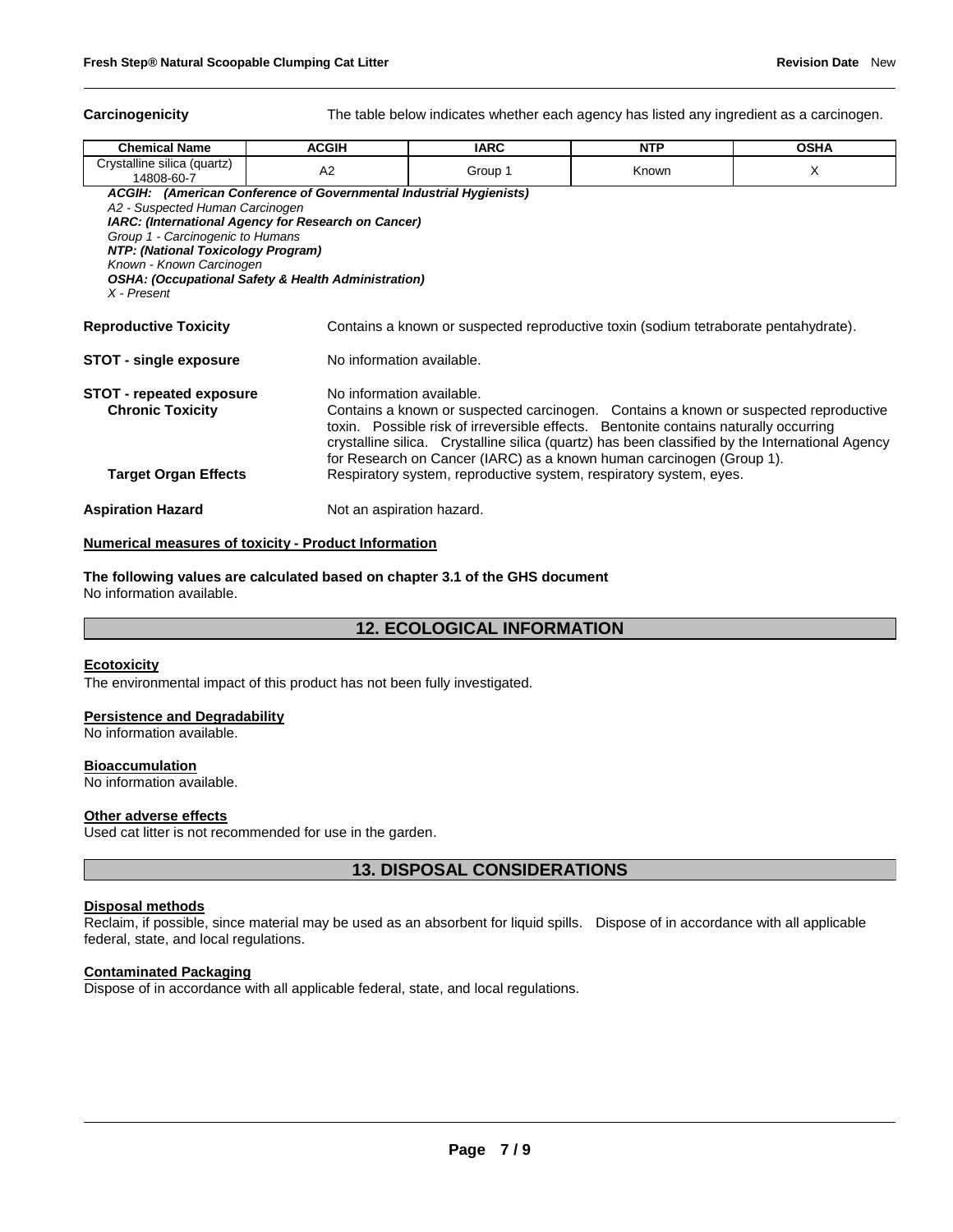**Carcinogenicity** The table below indicates whether each agency has listed any ingredient as a carcinogen.

| Chemical Name | ACGIH | IARC | NTP | OSHA |
|---|---|---|---|---|
| Crystalline silica (quartz) 14808-60-7 | A2 | Group 1 | Known | X |

***ACGIH: (American Conference of Governmental Industrial Hygienists)***
*A2 - Suspected Human Carcinogen*
***IARC: (International Agency for Research on Cancer)***
*Group 1 - Carcinogenic to Humans*
***NTP: (National Toxicology Program)***
*Known - Known Carcinogen*
***OSHA: (Occupational Safety & Health Administration)***
*X - Present*

**Reproductive Toxicity** Contains a known or suspected reproductive toxin (sodium tetraborate pentahydrate).

**STOT - single exposure** No information available.

**STOT - repeated exposure** No information available.

**Chronic Toxicity** Contains a known or suspected carcinogen. Contains a known or suspected reproductive toxin. Possible risk of irreversible effects. Bentonite contains naturally occurring crystalline silica. Crystalline silica (quartz) has been classified by the International Agency for Research on Cancer (IARC) as a known human carcinogen (Group 1).

**Target Organ Effects** Respiratory system, reproductive system, respiratory system, eyes.

**Aspiration Hazard** Not an aspiration hazard.

**Numerical measures of toxicity - Product Information**

**The following values are calculated based on chapter 3.1 of the GHS document**
No information available.

## 12. ECOLOGICAL INFORMATION

**Ecotoxicity**
The environmental impact of this product has not been fully investigated.

**Persistence and Degradability**
No information available.

**Bioaccumulation**
No information available.

**Other adverse effects**
Used cat litter is not recommended for use in the garden.

## 13. DISPOSAL CONSIDERATIONS

**Disposal methods**
Reclaim, if possible, since material may be used as an absorbent for liquid spills. Dispose of in accordance with all applicable federal, state, and local regulations.

**Contaminated Packaging**
Dispose of in accordance with all applicable federal, state, and local regulations.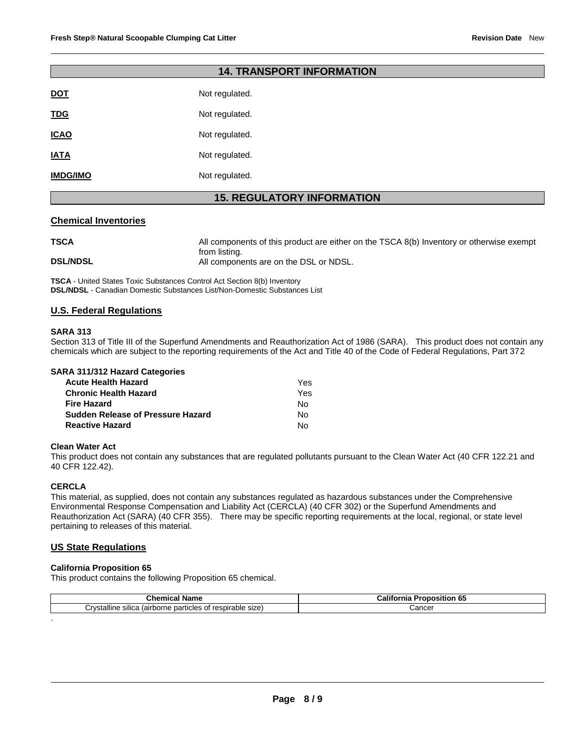## 14. TRANSPORT INFORMATION

**DOT** Not regulated.

**TDG** Not regulated.

**ICAO** Not regulated.

**IATA** Not regulated.

**IMDG/IMO** Not regulated.

## 15. REGULATORY INFORMATION

### Chemical Inventories

**TSCA** All components of this product are either on the TSCA 8(b) Inventory or otherwise exempt from listing.

**DSL/NDSL** All components are on the DSL or NDSL.

**TSCA** - United States Toxic Substances Control Act Section 8(b) Inventory
**DSL/NDSL** - Canadian Domestic Substances List/Non-Domestic Substances List

### U.S. Federal Regulations

**SARA 313**
Section 313 of Title III of the Superfund Amendments and Reauthorization Act of 1986 (SARA). This product does not contain any chemicals which are subject to the reporting requirements of the Act and Title 40 of the Code of Federal Regulations, Part 372

**SARA 311/312 Hazard Categories**

| | |
|---|---|
| **Acute Health Hazard** | Yes |
| **Chronic Health Hazard** | Yes |
| **Fire Hazard** | No |
| **Sudden Release of Pressure Hazard** | No |
| **Reactive Hazard** | No |

**Clean Water Act**
This product does not contain any substances that are regulated pollutants pursuant to the Clean Water Act (40 CFR 122.21 and 40 CFR 122.42).

**CERCLA**
This material, as supplied, does not contain any substances regulated as hazardous substances under the Comprehensive Environmental Response Compensation and Liability Act (CERCLA) (40 CFR 302) or the Superfund Amendments and Reauthorization Act (SARA) (40 CFR 355). There may be specific reporting requirements at the local, regional, or state level pertaining to releases of this material.

### US State Regulations

**California Proposition 65**
This product contains the following Proposition 65 chemical.

| Chemical Name | California Proposition 65 |
|---|---|
| Crystalline silica (airborne particles of respirable size) | Cancer |

.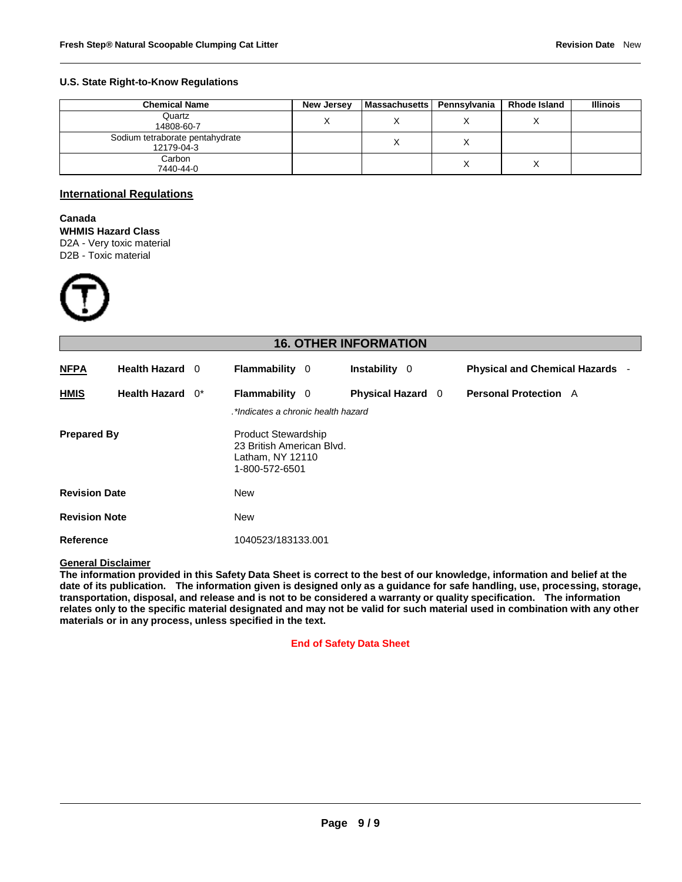### U.S. State Right-to-Know Regulations

| Chemical Name | New Jersey | Massachusetts | Pennsylvania | Rhode Island | Illinois |
|---|---|---|---|---|---|
| Quartz<br>14808-60-7 | X | X | X | X | |
| Sodium tetraborate pentahydrate<br>12179-04-3 | | X | X | | |
| Carbon<br>7440-44-0 | | | X | X | |

## International Regulations

**Canada**
**WHMIS Hazard Class**
D2A - Very toxic material
D2B - Toxic material

## 16. OTHER INFORMATION

| | | | | |
|---|---|---|---|---|
| **NFPA** | **Health Hazard** 0 | **Flammability** 0 | **Instability** 0 | **Physical and Chemical Hazards** - |
| **HMIS** | **Health Hazard** 0* | **Flammability** 0 | **Physical Hazard** 0 | **Personal Protection** A |

*.\*Indicates a chronic health hazard*

**Prepared By**
Product Stewardship
23 British American Blvd.
Latham, NY 12110
1-800-572-6501

**Revision Date** New

**Revision Note** New

**Reference** 1040523/183133.001

**General Disclaimer**

**The information provided in this Safety Data Sheet is correct to the best of our knowledge, information and belief at the date of its publication. The information given is designed only as a guidance for safe handling, use, processing, storage, transportation, disposal, and release and is not to be considered a warranty or quality specification. The information relates only to the specific material designated and may not be valid for such material used in combination with any other materials or in any process, unless specified in the text.**

**End of Safety Data Sheet**